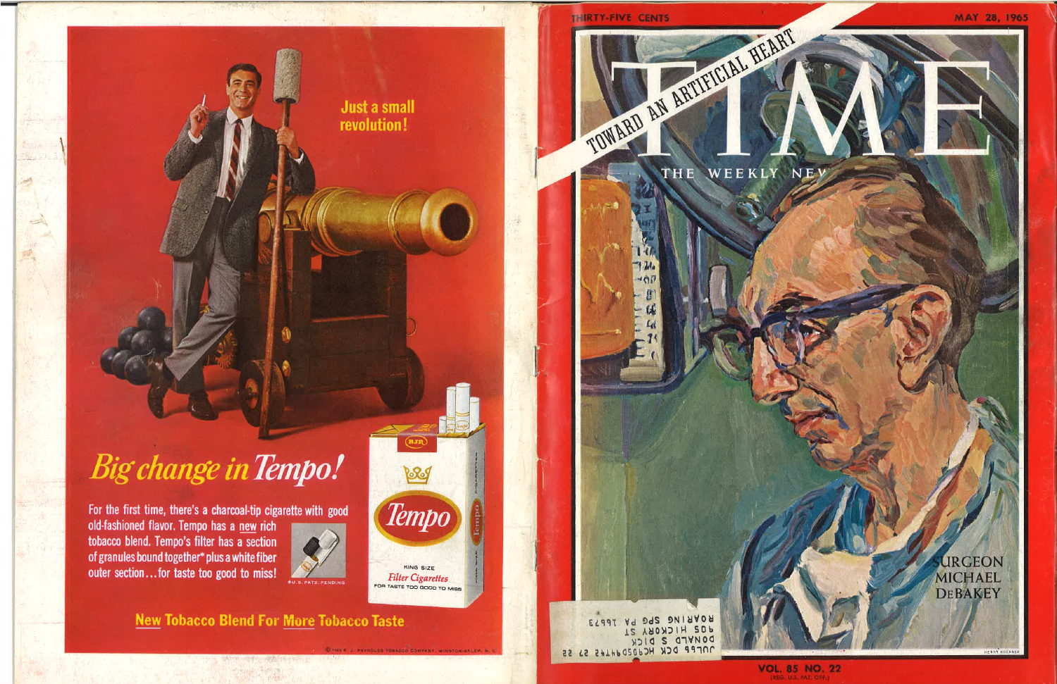Just a small revolution!

# *Big change in Tempo!*

For the first time, there's a charcoal-tip cigarette with good old-fashioned flavor. Tempo has a new rich tobacco blend. Tempo's filter has a section of granules bound together* plus a white fiber outer section...for taste too good to miss!

*U. S. PATS. PENDING

RJR

Tempo

KING SIZE

*Filter Cigarettes*

FOR TASTE TOO GOOD TO MISS

**New Tobacco Blend For More Tobacco Taste**

© 1965 R. J. REYNOLDS TOBACCO COMPANY, WINSTON-SALEM, N. C.

THIRTY-FIVE CENTS

MAY 28, 1965

# TIME

THE WEEKLY NEWS

TOWARD AN ARTIFICIAL HEART

SURGEON MICHAEL DEBAKEY

HENRY KOERNER

JUL66 DCK HCMDSO694ZH 27 22
DONALD S DICK
605 HICKORY ST
ROARING SPG PA 16673

VOL. 85 NO. 22

(REG. U.S. PAT. OFF.)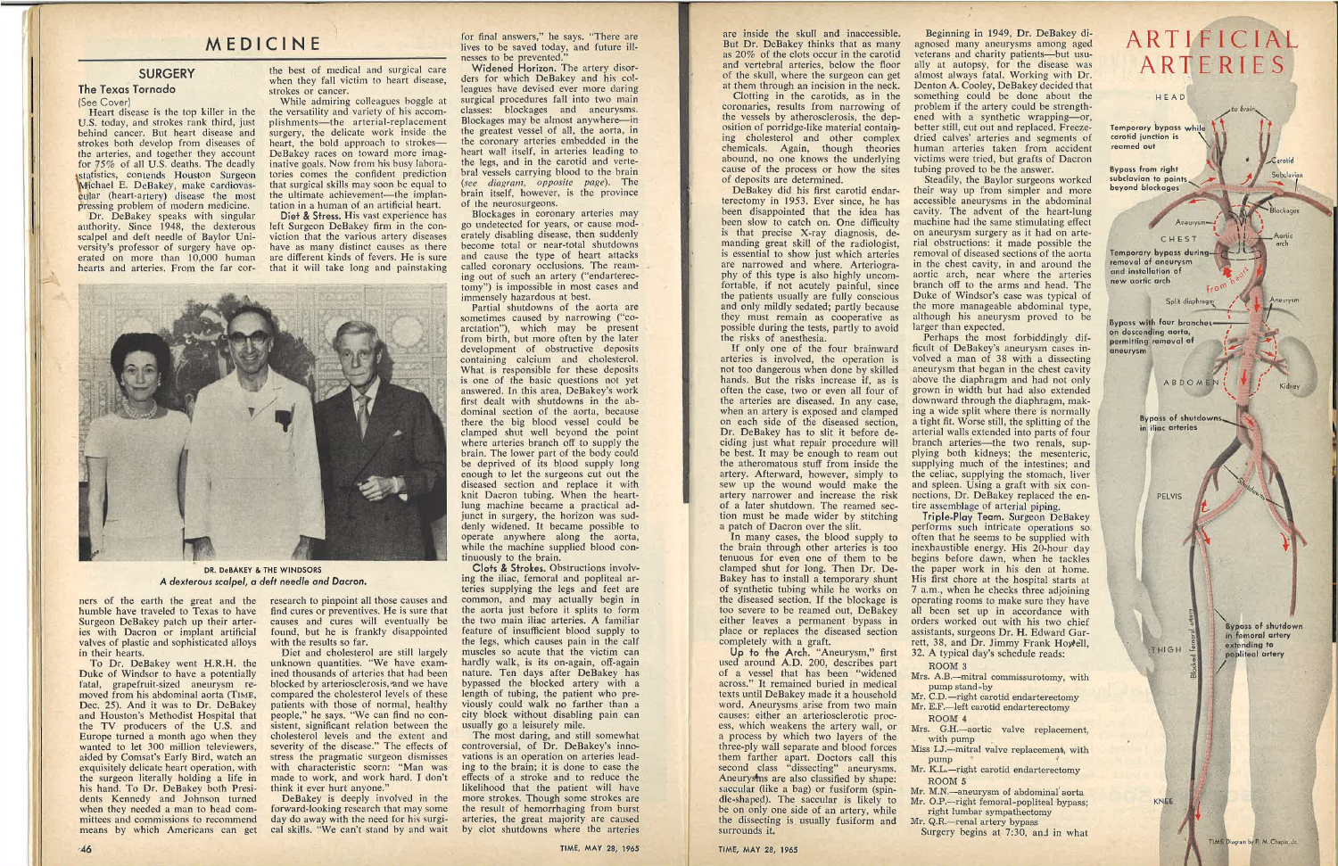# MEDICINE

## SURGERY

### The Texas Tornado

(See Cover)

Heart disease is the top killer in the U.S. today, and strokes rank third, just behind cancer. But heart disease and strokes both develop from diseases of the arteries, and together they account for 75% of all U.S. deaths. The deadly statistics, contends Houston Surgeon Michael E. DeBakey, make cardiovascular (heart-artery) disease the most pressing problem of modern medicine.

Dr. DeBakey speaks with singular authority. Since 1948, the dexterous scalpel and deft needle of Baylor University's professor of surgery have operated on more than 10,000 human hearts and arteries. From the far corners of the earth the great and the humble have traveled to Texas to have Surgeon DeBakey patch up their arteries with Dacron or implant artificial valves of plastic and sophisticated alloys in their hearts.

To Dr. DeBakey went H.R.H. the Duke of Windsor to have a potentially fatal, grapefruit-sized aneurysm removed from his abdominal aorta (TIME, Dec. 25). And it was to Dr. DeBakey and Houston's Methodist Hospital that the TV producers of the U.S. and Europe turned a month ago when they wanted to let 300 million televiewers, aided by Comsat's Early Bird, watch an exquisitely delicate heart operation, with the surgeon literally holding a life in his hand. To Dr. DeBakey both Presidents Kennedy and Johnson turned when they needed a man to head committees and commissions to recommend means by which Americans can get the best of medical and surgical care when they fall victim to heart disease, strokes or cancer.

While admiring colleagues boggle at the versatility and variety of his accomplishments—the artificial-replacement surgery, the delicate work inside the heart, the bold approach to strokes—DeBakey races on toward more imaginative goals. Now from his busy laboratories comes the confident prediction that surgical skills may soon be equal to the ultimate achievement—the implantation in a human of an artificial heart.

**Diet & Stress.** His vast experience has left Surgeon DeBakey firm in the conviction that the various artery diseases have as many distinct causes as there are different kinds of fevers. He is sure that it will take long and painstaking research to pinpoint all those causes and find cures or preventives. He is sure that the causes and cures will eventually be found, but he is frankly disappointed with the results so far.

Diet and cholesterol are still largely unknown quantities. "We have examined thousands of arteries that had been blocked by arteriosclerosis, and we have compared the cholesterol levels of these patients with those of normal, healthy people," he says. "We can find no consistent, significant relation between the cholesterol levels and the extent and severity of the disease." The effects of stress the pragmatic surgeon dismisses with characteristic scorn: "Man was made to work, and work hard. I don't think it ever hurt anyone."

DeBakey is deeply involved in the forward-looking research that may some day do away with the need for his surgical skills. "We can't stand by and wait for final answers," he says. "There are lives to be saved today, and future illnesses to be prevented."

DR. DeBAKEY & THE WINDSORS

*A dexterous scalpel, a deft needle and Dacron.*

**Widened Horizon.** The artery disorders for which DeBakey and his colleagues have devised ever more daring surgical procedures fall into two main classes: blockages and aneurysms. Blockages may be almost anywhere—in the greatest vessel of all, the aorta, in the coronary arteries embedded in the heart wall itself, in arteries leading to the legs, and in the carotid and vertebral vessels carrying blood to the brain (*see diagram, opposite page*). The brain itself, however, is the province of the neurosurgeons.

Blockages in coronary arteries may go undetected for years, or cause moderately disabling disease, then suddenly become total or near-total shutdowns and cause the type of heart attacks called coronary occlusions. The reaming out of such an artery ("endarterectomy") is impossible in most cases and immensely hazardous at best.

Partial shutdowns of the aorta are sometimes caused by narrowing ("coarctation"), which may be present from birth, but more often by the later development of obstructive deposits containing calcium and cholesterol. What is responsible for these deposits is one of the basic questions not yet answered. In this area, DeBakey's work first dealt with shutdowns in the abdominal section of the aorta, because there the big blood vessel could be clamped shut well beyond the point where arteries branch off to supply the brain. The lower part of the body could be deprived of its blood supply long enough to let the surgeons cut out the diseased section and replace it with knit Dacron tubing. When the heart-lung machine became a practical adjunct in surgery, the horizon was suddenly widened. It became possible to operate anywhere along the aorta, while the machine supplied blood continuously to the brain.

**Clots & Strokes.** Obstructions involving the iliac, femoral and popliteal arteries supplying the legs and feet are common, and may actually begin in the aorta just before it splits to form the two main iliac arteries. A familiar feature of insufficient blood supply to the legs, which causes pain in the calf muscles so acute that the victim can hardly walk, is its on-again, off-again nature. Ten days after DeBakey has bypassed the blocked artery with a length of tubing, the patient who previously could walk no farther than a city block without disabling pain can usually go a leisurely mile.

The most daring, and still somewhat controversial, of Dr. DeBakey's innovations is an operation on arteries leading to the brain; it is done to ease the effects of a stroke and to reduce the likelihood that the patient will have more strokes. Though some strokes are the result of hemorrhaging from burst arteries, the great majority are caused by clot shutdowns where the arteries are inside the skull and inaccessible. But Dr. DeBakey thinks that as many as 20% of the clots occur in the carotid and vertebral arteries, below the floor of the skull, where the surgeon can get at them through an incision in the neck.

Clotting in the carotids, as in the coronaries, results from narrowing of the vessels by atherosclerosis, the deposition of porridge-like material containing cholesterol and other complex chemicals. Again, though theories abound, no one knows the underlying cause of the process or how the sites of deposits are determined.

DeBakey did his first carotid endarterectomy in 1953. Ever since, he has been disappointed that the idea has been slow to catch on. One difficulty is that precise X-ray diagnosis, demanding great skill of the radiologist, is essential to show just which arteries are narrowed and where. Arteriography of this type is also highly uncomfortable, if not acutely painful, since the patients usually are fully conscious and only mildly sedated; partly because they must remain as cooperative as possible during the tests, partly to avoid the risks of anesthesia.

If only one of the four brainward arteries is involved, the operation is not too dangerous when done by skilled hands. But the risks increase if, as is often the case, two or even all four of the arteries are diseased. In any case, when an artery is exposed and clamped on each side of the diseased section, Dr. DeBakey has to slit it before deciding just what repair procedure will be best. It may be enough to ream out the atheromatous stuff from inside the artery. Afterward, however, simply to sew up the wound would make the artery narrower and increase the risk of a later shutdown. The reamed section must be made wider by stitching a patch of Dacron over the slit.

In many cases, the blood supply to the brain through other arteries is too tenuous for even one of them to be clamped shut for long. Then Dr. DeBakey has to install a temporary shunt of synthetic tubing while he works on the diseased section. If the blockage is too severe to be reamed out, DeBakey either leaves a permanent bypass in place or replaces the diseased section completely with a graft.

**Up to the Arch.** "Aneurysm," first used around A.D. 200, describes part of a vessel that has been "widened across." It remained buried in medical texts until DeBakey made it a household word. Aneurysms arise from two main causes: either an arteriosclerotic process, which weakens the artery wall, or a process by which two layers of the three-ply wall separate and blood forces them farther apart. Doctors call this second class "dissecting" aneurysms. Aneurysms are also classified by shape: saccular (like a bag) or fusiform (spindle-shaped). The saccular is likely to be on only one side of an artery, while the dissecting is usually fusiform and surrounds it.

Beginning in 1949, Dr. DeBakey diagnosed many aneurysms among aged veterans and charity patients—but usually at autopsy, for the disease was almost always fatal. Working with Dr. Denton A. Cooley, DeBakey decided that something could be done about the problem if the artery could be strengthened with a synthetic wrapping—or, better still, cut out and replaced. Freeze-dried calves' arteries and segments of human arteries taken from accident victims were tried, but grafts of Dacron tubing proved to be the answer.

Steadily, the Baylor surgeons worked their way up from simpler and more accessible aneurysms in the abdominal cavity. The advent of the heart-lung machine had the same stimulating effect on aneurysm surgery as it had on arterial obstructions: it made possible the removal of diseased sections of the aorta in the chest cavity, in and around the aortic arch, near where the arteries branch off to the arms and head. The Duke of Windsor's case was typical of the more manageable abdominal type, although his aneurysm proved to be larger than expected.

Perhaps the most forbiddingly difficult of DeBakey's aneurysm cases involved a man of 38 with a dissecting aneurysm that began in the chest cavity above the diaphragm and had not only grown in width but had also extended downward through the diaphragm, making a wide split where there is normally a tight fit. Worse still, the splitting of the arterial walls extended into parts of four branch arteries—the two renals, supplying both kidneys; the mesenteric, supplying much of the intestines; and the celiac, supplying the stomach, liver and spleen. Using a graft with six connections, Dr. DeBakey replaced the entire assemblage of arterial piping.

**Triple-Play Team.** Surgeon DeBakey performs such intricate operations so often that he seems to be supplied with inexhaustible energy. His 20-hour day begins before dawn, when he tackles the paper work in his den at home. His first chore at the hospital starts at 7 a.m., when he checks three adjoining operating rooms to make sure they have all been set up in accordance with orders worked out with his two chief assistants, surgeons Dr. H. Edward Garrett, 38, and Dr. Jimmy Frank Howell, 32. A typical day's schedule reads:

ROOM 3

Mrs. A.B.—mitral commissurotomy, with pump stand-by

Mr. C.D.—right carotid endarterectomy

Mr. E.F.—left carotid endarterectomy

ROOM 4

Mrs. G.H.—aortic valve replacement, with pump

Miss I.J.—mitral valve replacement, with pump

Mr. K.L.—right carotid endarterectomy

ROOM 5

Mr. M.N.—aneurysm of abdominal aorta

Mr. O.P.—right femoral-popliteal bypass; right lumbar sympathectomy

Mr. Q.R.—renal artery bypass

Surgery begins at 7:30, and in what

## ARTIFICIAL ARTERIES

HEAD

to brain

Temporary bypass while carotid junction is reamed out

Carotid

Bypass from right subclavian to points beyond blockages

Subclavian

Blockages

CHEST

Aneurysm

Aortic arch

Temporary bypass during removal of aneurysm and installation of new aortic arch

from heart

Split diaphragm

Aneurysm

Bypass with four branches on descending aorta, permitting removal of aneurysm

ABDOMEN

Kidney

Bypass of shutdowns in iliac arteries

PELVIS

Shutdown

Blocked femoral artery

THIGH

Bypass of shutdown in femoral artery extending to popliteal artery

KNEE

TIME Diagram by R. M. Chapin, Jr.